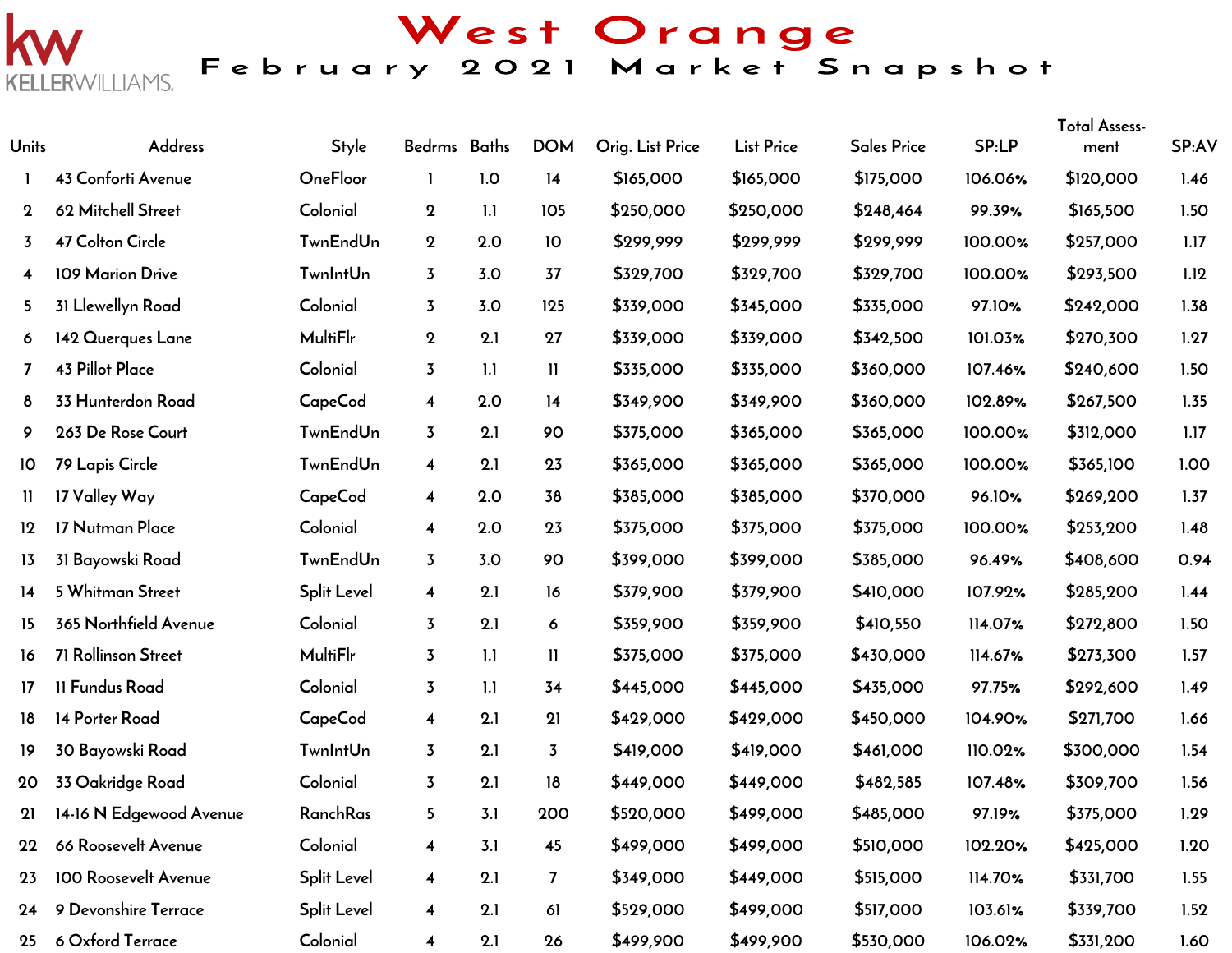KELLERWILLIAMS.

# West Orange

## February 2021 Market Snapshot

| Units | Address | Style | Bedrms | Baths | DOM | Orig. List Price | List Price | Sales Price | SP:LP | Total Assess-ment | SP:AV |
|---|---|---|---|---|---|---|---|---|---|---|---|
| 1 | 43 Conforti Avenue | OneFloor | 1 | 1.0 | 14 | $165,000 | $165,000 | $175,000 | 106.06% | $120,000 | 1.46 |
| 2 | 62 Mitchell Street | Colonial | 2 | 1.1 | 105 | $250,000 | $250,000 | $248,464 | 99.39% | $165,500 | 1.50 |
| 3 | 47 Colton Circle | TwnEndUn | 2 | 2.0 | 10 | $299,999 | $299,999 | $299,999 | 100.00% | $257,000 | 1.17 |
| 4 | 109 Marion Drive | TwnIntUn | 3 | 3.0 | 37 | $329,700 | $329,700 | $329,700 | 100.00% | $293,500 | 1.12 |
| 5 | 31 Llewellyn Road | Colonial | 3 | 3.0 | 125 | $339,000 | $345,000 | $335,000 | 97.10% | $242,000 | 1.38 |
| 6 | 142 Querques Lane | MultiFlr | 2 | 2.1 | 27 | $339,000 | $339,000 | $342,500 | 101.03% | $270,300 | 1.27 |
| 7 | 43 Pillot Place | Colonial | 3 | 1.1 | 11 | $335,000 | $335,000 | $360,000 | 107.46% | $240,600 | 1.50 |
| 8 | 33 Hunterdon Road | CapeCod | 4 | 2.0 | 14 | $349,900 | $349,900 | $360,000 | 102.89% | $267,500 | 1.35 |
| 9 | 263 De Rose Court | TwnEndUn | 3 | 2.1 | 90 | $375,000 | $365,000 | $365,000 | 100.00% | $312,000 | 1.17 |
| 10 | 79 Lapis Circle | TwnEndUn | 4 | 2.1 | 23 | $365,000 | $365,000 | $365,000 | 100.00% | $365,100 | 1.00 |
| 11 | 17 Valley Way | CapeCod | 4 | 2.0 | 38 | $385,000 | $385,000 | $370,000 | 96.10% | $269,200 | 1.37 |
| 12 | 17 Nutman Place | Colonial | 4 | 2.0 | 23 | $375,000 | $375,000 | $375,000 | 100.00% | $253,200 | 1.48 |
| 13 | 31 Bayowski Road | TwnEndUn | 3 | 3.0 | 90 | $399,000 | $399,000 | $385,000 | 96.49% | $408,600 | 0.94 |
| 14 | 5 Whitman Street | Split Level | 4 | 2.1 | 16 | $379,900 | $379,900 | $410,000 | 107.92% | $285,200 | 1.44 |
| 15 | 365 Northfield Avenue | Colonial | 3 | 2.1 | 6 | $359,900 | $359,900 | $410,550 | 114.07% | $272,800 | 1.50 |
| 16 | 71 Rollinson Street | MultiFlr | 3 | 1.1 | 11 | $375,000 | $375,000 | $430,000 | 114.67% | $273,300 | 1.57 |
| 17 | 11 Fundus Road | Colonial | 3 | 1.1 | 34 | $445,000 | $445,000 | $435,000 | 97.75% | $292,600 | 1.49 |
| 18 | 14 Porter Road | CapeCod | 4 | 2.1 | 21 | $429,000 | $429,000 | $450,000 | 104.90% | $271,700 | 1.66 |
| 19 | 30 Bayowski Road | TwnIntUn | 3 | 2.1 | 3 | $419,000 | $419,000 | $461,000 | 110.02% | $300,000 | 1.54 |
| 20 | 33 Oakridge Road | Colonial | 3 | 2.1 | 18 | $449,000 | $449,000 | $482,585 | 107.48% | $309,700 | 1.56 |
| 21 | 14-16 N Edgewood Avenue | RanchRas | 5 | 3.1 | 200 | $520,000 | $499,000 | $485,000 | 97.19% | $375,000 | 1.29 |
| 22 | 66 Roosevelt Avenue | Colonial | 4 | 3.1 | 45 | $499,000 | $499,000 | $510,000 | 102.20% | $425,000 | 1.20 |
| 23 | 100 Roosevelt Avenue | Split Level | 4 | 2.1 | 7 | $349,000 | $449,000 | $515,000 | 114.70% | $331,700 | 1.55 |
| 24 | 9 Devonshire Terrace | Split Level | 4 | 2.1 | 61 | $529,000 | $499,000 | $517,000 | 103.61% | $339,700 | 1.52 |
| 25 | 6 Oxford Terrace | Colonial | 4 | 2.1 | 26 | $499,900 | $499,900 | $530,000 | 106.02% | $331,200 | 1.60 |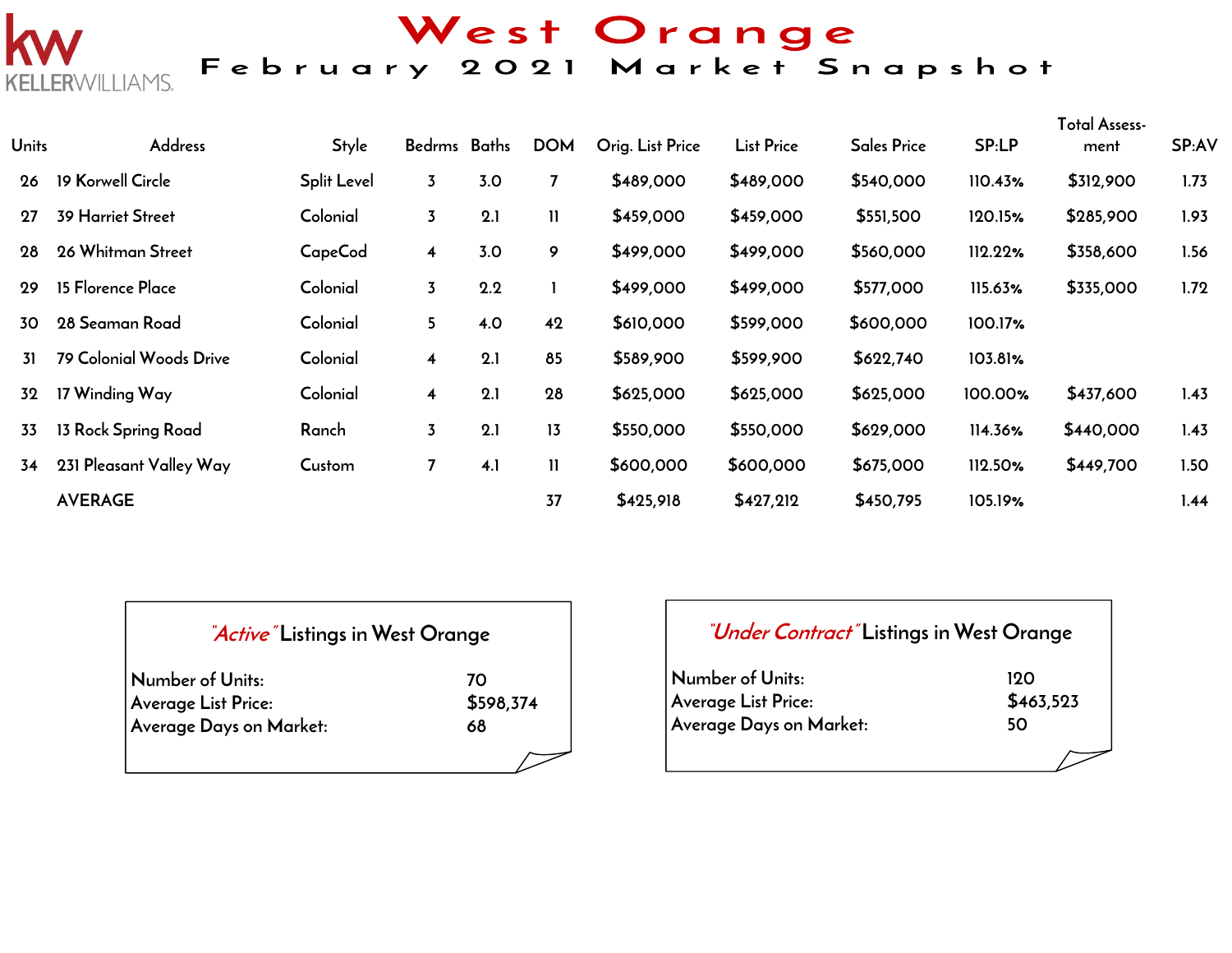# West Orange

## February 2021 Market Snapshot

| Units | Address | Style | Bedrms | Baths | DOM | Orig. List Price | List Price | Sales Price | SP:LP | Total Assess-ment | SP:AV |
|---|---|---|---|---|---|---|---|---|---|---|---|
| 26 | 19 Korwell Circle | Split Level | 3 | 3.0 | 7 | $489,000 | $489,000 | $540,000 | 110.43% | $312,900 | 1.73 |
| 27 | 39 Harriet Street | Colonial | 3 | 2.1 | 11 | $459,000 | $459,000 | $551,500 | 120.15% | $285,900 | 1.93 |
| 28 | 26 Whitman Street | CapeCod | 4 | 3.0 | 9 | $499,000 | $499,000 | $560,000 | 112.22% | $358,600 | 1.56 |
| 29 | 15 Florence Place | Colonial | 3 | 2.2 | 1 | $499,000 | $499,000 | $577,000 | 115.63% | $335,000 | 1.72 |
| 30 | 28 Seaman Road | Colonial | 5 | 4.0 | 42 | $610,000 | $599,000 | $600,000 | 100.17% | | |
| 31 | 79 Colonial Woods Drive | Colonial | 4 | 2.1 | 85 | $589,900 | $599,900 | $622,740 | 103.81% | | |
| 32 | 17 Winding Way | Colonial | 4 | 2.1 | 28 | $625,000 | $625,000 | $625,000 | 100.00% | $437,600 | 1.43 |
| 33 | 13 Rock Spring Road | Ranch | 3 | 2.1 | 13 | $550,000 | $550,000 | $629,000 | 114.36% | $440,000 | 1.43 |
| 34 | 231 Pleasant Valley Way | Custom | 7 | 4.1 | 11 | $600,000 | $600,000 | $675,000 | 112.50% | $449,700 | 1.50 |
| | AVERAGE | | | | 37 | $425,918 | $427,212 | $450,795 | 105.19% | | 1.44 |

### *"Active"* Listings in West Orange

| | |
|---|---|
| Number of Units: | 70 |
| Average List Price: | $598,374 |
| Average Days on Market: | 68 |

### *"Under Contract"* Listings in West Orange

| | |
|---|---|
| Number of Units: | 120 |
| Average List Price: | $463,523 |
| Average Days on Market: | 50 |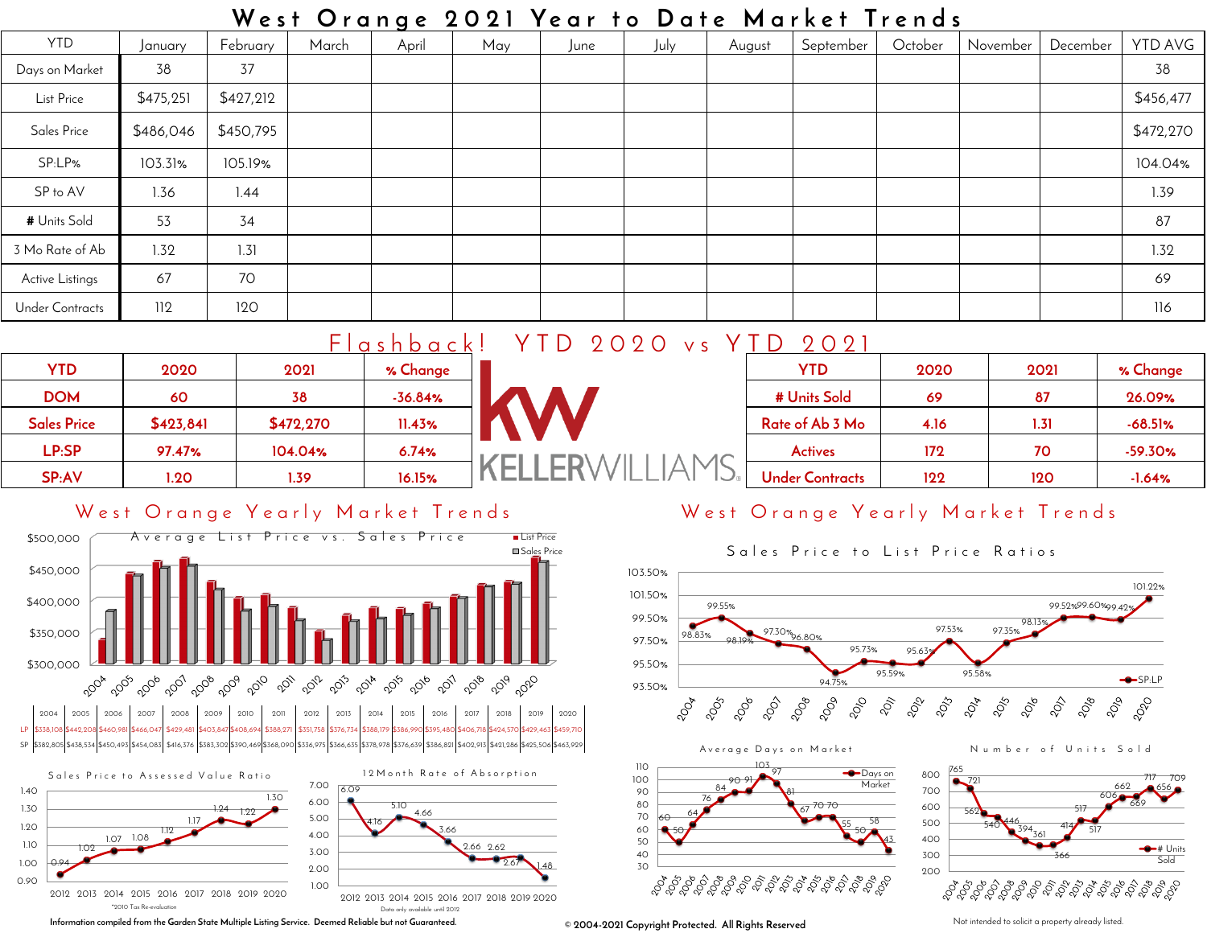# West Orange 2021 Year to Date Market Trends

| YTD | January | February | March | April | May | June | July | August | September | October | November | December | YTD AVG |
|---|---|---|---|---|---|---|---|---|---|---|---|---|---|
| Days on Market | 38 | 37 | | | | | | | | | | | 38 |
| List Price | $475,251 | $427,212 | | | | | | | | | | | $456,477 |
| Sales Price | $486,046 | $450,795 | | | | | | | | | | | $472,270 |
| SP:LP% | 103.31% | 105.19% | | | | | | | | | | | 104.04% |
| SP to AV | 1.36 | 1.44 | | | | | | | | | | | 1.39 |
| # Units Sold | 53 | 34 | | | | | | | | | | | 87 |
| 3 Mo Rate of Ab | 1.32 | 1.31 | | | | | | | | | | | 1.32 |
| Active Listings | 67 | 70 | | | | | | | | | | | 69 |
| Under Contracts | 112 | 120 | | | | | | | | | | | 116 |

## Flashback! YTD 2020 vs YTD 2021

| YTD | 2020 | 2021 | % Change |
|---|---|---|---|
| DOM | 60 | 38 | -36.84% |
| Sales Price | $423,841 | $472,270 | 11.43% |
| LP:SP | 97.47% | 104.04% | 6.74% |
| SP:AV | 1.20 | 1.39 | 16.15% |

KELLERWILLIAMS.

| YTD | 2020 | 2021 | % Change |
|---|---|---|---|
| # Units Sold | 69 | 87 | 26.09% |
| Rate of Ab 3 Mo | 4.16 | 1.31 | -68.51% |
| Actives | 172 | 70 | -59.30% |
| Under Contracts | 122 | 120 | -1.64% |

## West Orange Yearly Market Trends

Average List Price vs. Sales Price

List Price
Sales Price

| | 2004 | 2005 | 2006 | 2007 | 2008 | 2009 | 2010 | 2011 | 2012 | 2013 | 2014 | 2015 | 2016 | 2017 | 2018 | 2019 | 2020 |
|---|---|---|---|---|---|---|---|---|---|---|---|---|---|---|---|---|---|
| LP | $338,108 | $442,208 | $460,981 | $466,047 | $429,481 | $403,847 | $408,694 | $388,271 | $351,758 | $376,734 | $388,179 | $386,990 | $395,480 | $406,718 | $424,570 | $429,463 | $459,710 |
| SP | $382,805 | $438,534 | $450,493 | $454,083 | $416,376 | $383,302 | $390,469 | $368,090 | $336,975 | $366,635 | $378,978 | $376,639 | $386,821 | $402,913 | $421,286 | $425,506 | $463,929 |

Sales Price to Assessed Value Ratio

0.94, 1.02, 1.07, 1.08, 1.12, 1.17, 1.24, 1.22, 1.30 (2012–2020)

*2010 Tax Re-evaluation

12 Month Rate of Absorption

6.09, 4.16, 5.10, 4.66, 3.66, 2.66, 2.62, 2.67, 1.48 (2012–2020)

Data only available until 2012

## West Orange Yearly Market Trends

Sales Price to List Price Ratios

98.83%, 99.55%, 98.19%, 97.30%, 96.80%, 94.75%, 95.73%, 95.59%, 95.63%, 97.53%, 95.58%, 97.35%, 98.13%, 99.52%, 99.60%, 99.42%, 101.22% (2004–2020)

SP:LP

Average Days on Market

60, 50, 64, 76, 84, 90, 91, 103, 97, 81, 67, 70, 70, 55, 50, 58, 43 (2004–2020)

Days on Market

Number of Units Sold

765, 721, 562, 540, 446, 394, 361, 366, 414, 517, 517, 606, 662, 669, 717, 656, 709 (2004–2020)

# Units Sold

Information compiled from the Garden State Multiple Listing Service. Deemed Reliable but not Guaranteed.

© 2004-2021 Copyright Protected. All Rights Reserved

Not intended to solicit a property already listed.